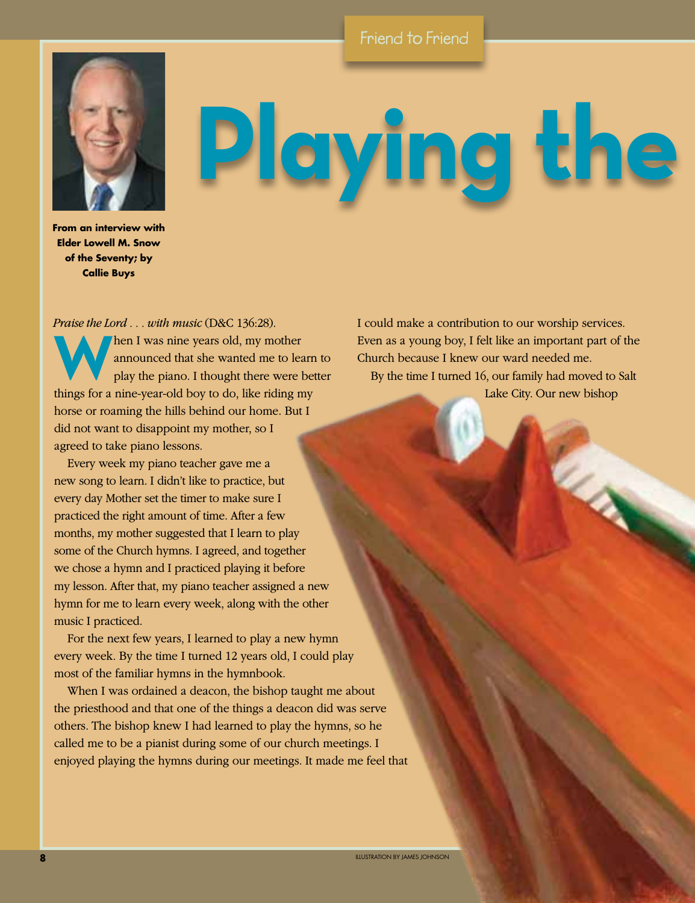# Playing the

**From an interview with Elder Lowell M. Snow of the Seventy; by Callie Buys**

*Praise the Lord . . . with music* (D&C 136:28).

When I was nine years old, my mother announced that she wanted me to learn to play the piano. I thought there were better things for a nine-year-old boy to do, like riding my horse or roaming the hills behind our home. But I did not want to disappoint my mother, so I agreed to take piano lessons.

Every week my piano teacher gave me a new song to learn. I didn't like to practice, but every day Mother set the timer to make sure I practiced the right amount of time. After a few months, my mother suggested that I learn to play some of the Church hymns. I agreed, and together we chose a hymn and I practiced playing it before my lesson. After that, my piano teacher assigned a new hymn for me to learn every week, along with the other music I practiced.

For the next few years, I learned to play a new hymn every week. By the time I turned 12 years old, I could play most of the familiar hymns in the hymnbook.

When I was ordained a deacon, the bishop taught me about the priesthood and that one of the things a deacon did was serve others. The bishop knew I had learned to play the hymns, so he called me to be a pianist during some of our church meetings. I enjoyed playing the hymns during our meetings. It made me feel that I could make a contribution to our worship services. Even as a young boy, I felt like an important part of the Church because I knew our ward needed me.

By the time I turned 16, our family had moved to Salt Lake City. Our new bishop

ILLUSTRATION BY JAMES JOHNSON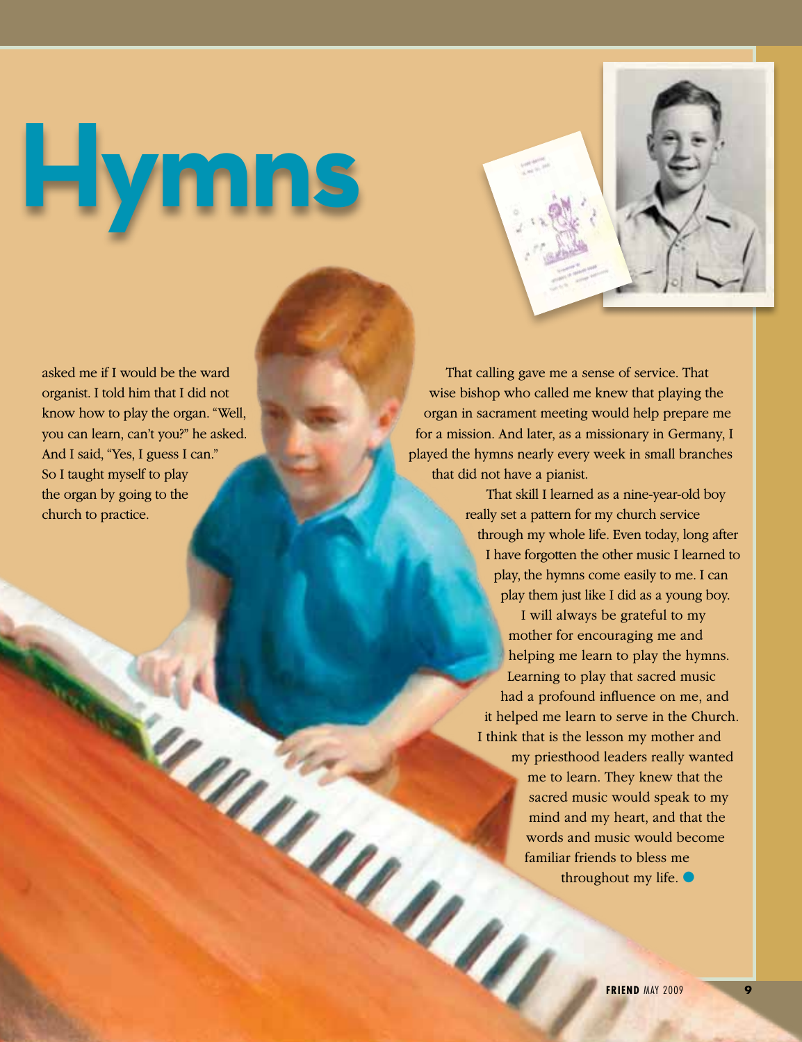# Hymns

asked me if I would be the ward organist. I told him that I did not know how to play the organ. "Well, you can learn, can't you?" he asked. And I said, "Yes, I guess I can." So I taught myself to play the organ by going to the church to practice.

That calling gave me a sense of service. That wise bishop who called me knew that playing the organ in sacrament meeting would help prepare me for a mission. And later, as a missionary in Germany, I played the hymns nearly every week in small branches that did not have a pianist.

That skill I learned as a nine-year-old boy really set a pattern for my church service through my whole life. Even today, long after I have forgotten the other music I learned to play, the hymns come easily to me. I can play them just like I did as a young boy.

I will always be grateful to my mother for encouraging me and helping me learn to play the hymns. Learning to play that sacred music had a profound influence on me, and it helped me learn to serve in the Church. I think that is the lesson my mother and my priesthood leaders really wanted me to learn. They knew that the sacred music would speak to my mind and my heart, and that the words and music would become familiar friends to bless me throughout my life. ●